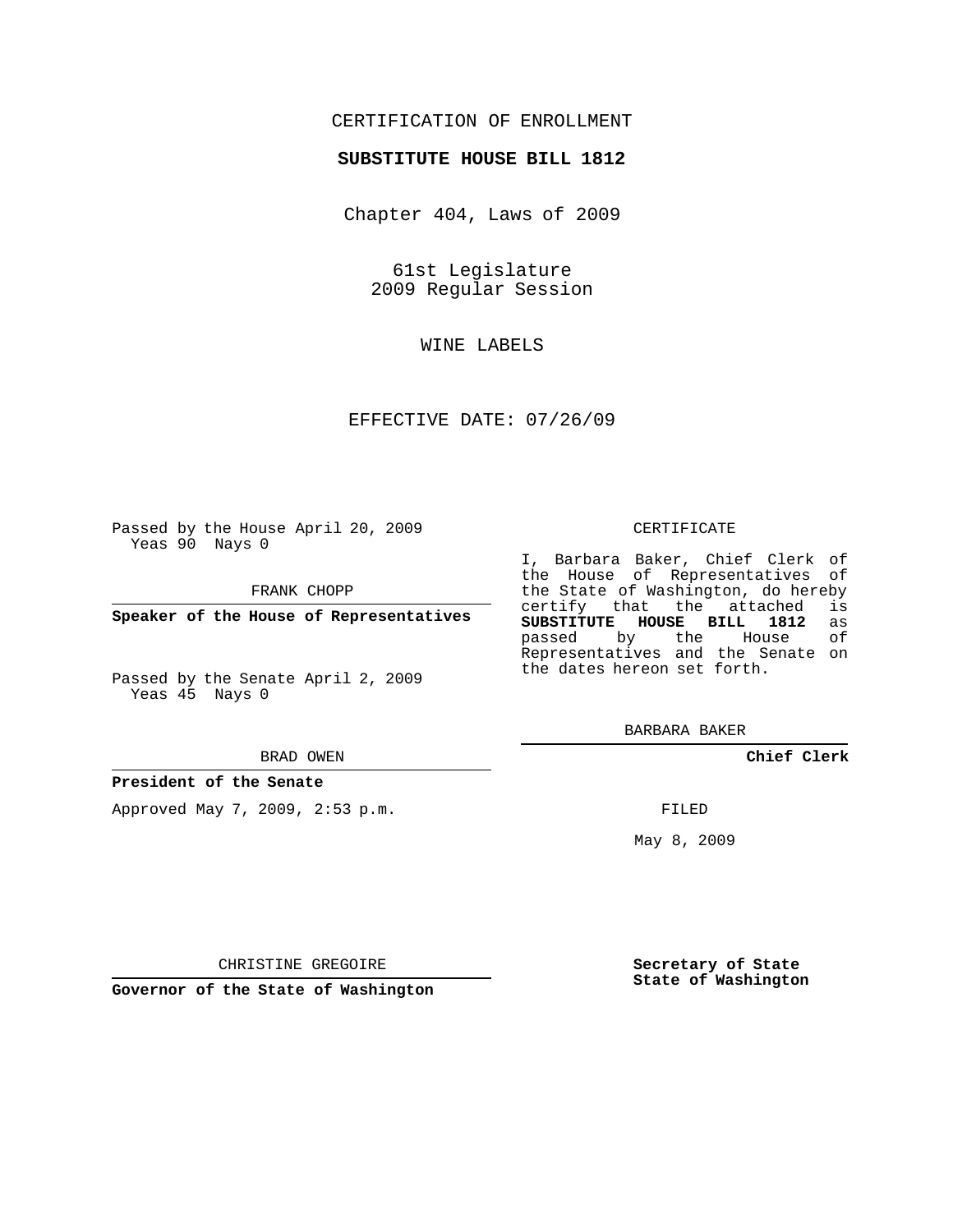CERTIFICATION OF ENROLLMENT

**SUBSTITUTE HOUSE BILL 1812**

Chapter 404, Laws of 2009

61st Legislature
2009 Regular Session

WINE LABELS

EFFECTIVE DATE: 07/26/09

Passed by the House April 20, 2009
Yeas 90 Nays 0

FRANK CHOPP

**Speaker of the House of Representatives**

Passed by the Senate April 2, 2009
Yeas 45 Nays 0

BRAD OWEN

**President of the Senate**

Approved May 7, 2009, 2:53 p.m.

CHRISTINE GREGOIRE

**Governor of the State of Washington**

CERTIFICATE

I, Barbara Baker, Chief Clerk of the House of Representatives of the State of Washington, do hereby certify that the attached is **SUBSTITUTE HOUSE BILL 1812** as passed by the House of Representatives and the Senate on the dates hereon set forth.

BARBARA BAKER

**Chief Clerk**

FILED

May 8, 2009

**Secretary of State**
**State of Washington**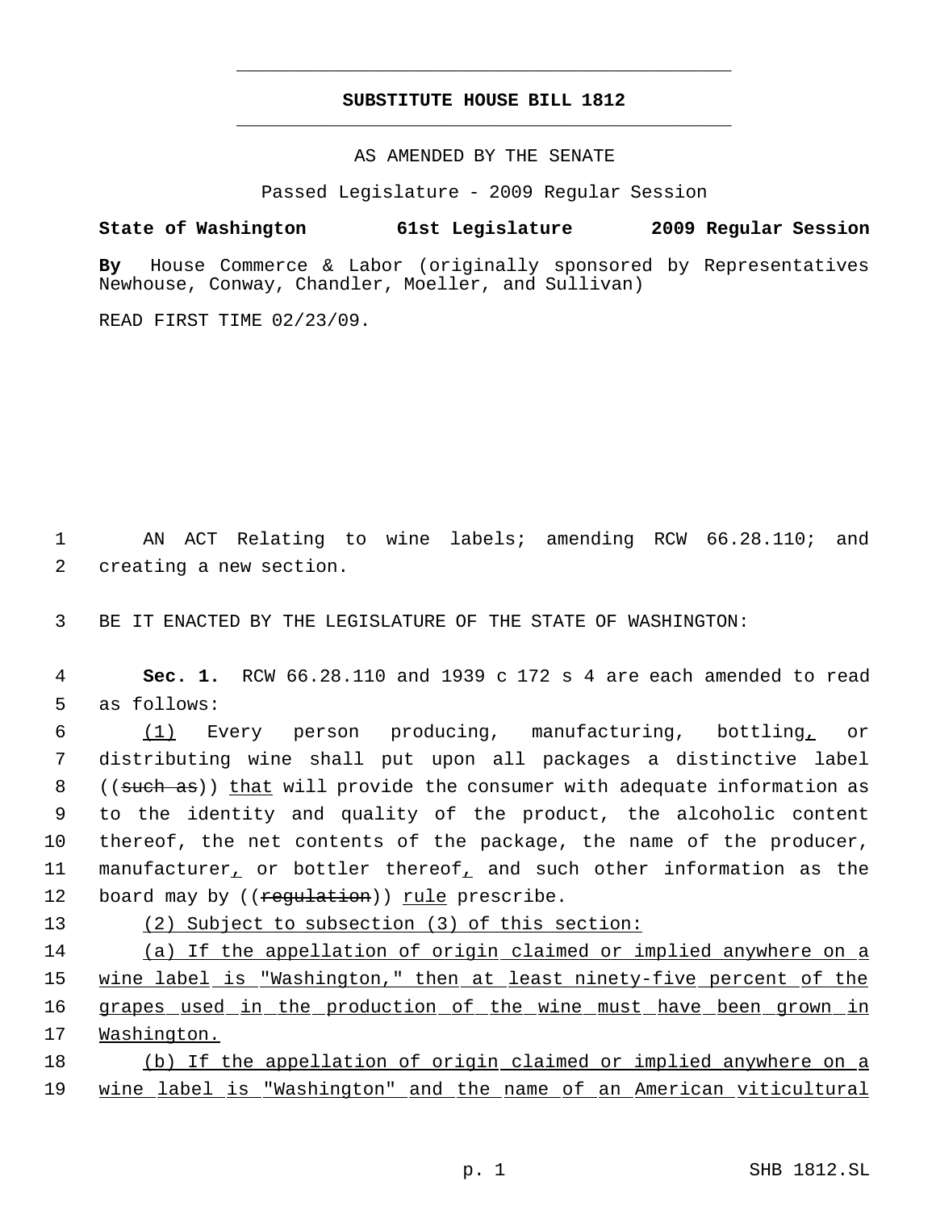# SUBSTITUTE HOUSE BILL 1812

AS AMENDED BY THE SENATE

Passed Legislature - 2009 Regular Session

**State of Washington 61st Legislature 2009 Regular Session**

**By** House Commerce & Labor (originally sponsored by Representatives Newhouse, Conway, Chandler, Moeller, and Sullivan)

READ FIRST TIME 02/23/09.

AN ACT Relating to wine labels; amending RCW 66.28.110; and creating a new section.

BE IT ENACTED BY THE LEGISLATURE OF THE STATE OF WASHINGTON:

**Sec. 1.** RCW 66.28.110 and 1939 c 172 s 4 are each amended to read as follows:

(1) Every person producing, manufacturing, bottling, or distributing wine shall put upon all packages a distinctive label ((such as)) that will provide the consumer with adequate information as to the identity and quality of the product, the alcoholic content thereof, the net contents of the package, the name of the producer, manufacturer, or bottler thereof, and such other information as the board may by ((regulation)) rule prescribe.

(2) Subject to subsection (3) of this section:

(a) If the appellation of origin claimed or implied anywhere on a wine label is "Washington," then at least ninety-five percent of the grapes used in the production of the wine must have been grown in Washington.

(b) If the appellation of origin claimed or implied anywhere on a wine label is "Washington" and the name of an American viticultural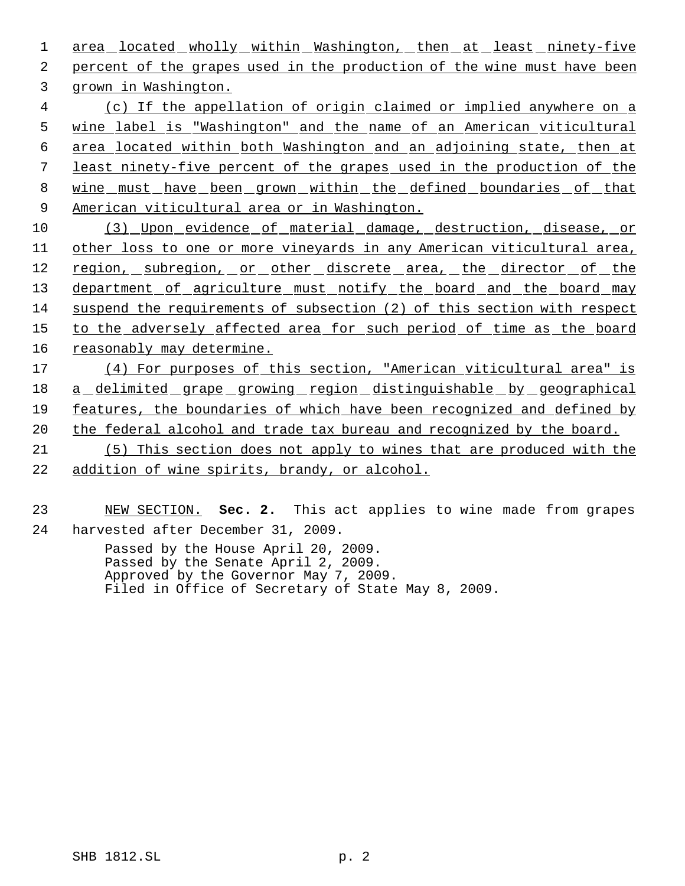area located wholly within Washington, then at least ninety-five percent of the grapes used in the production of the wine must have been grown in Washington.

(c) If the appellation of origin claimed or implied anywhere on a wine label is "Washington" and the name of an American viticultural area located within both Washington and an adjoining state, then at least ninety-five percent of the grapes used in the production of the wine must have been grown within the defined boundaries of that American viticultural area or in Washington.

(3) Upon evidence of material damage, destruction, disease, or other loss to one or more vineyards in any American viticultural area, region, subregion, or other discrete area, the director of the department of agriculture must notify the board and the board may suspend the requirements of subsection (2) of this section with respect to the adversely affected area for such period of time as the board reasonably may determine.

(4) For purposes of this section, "American viticultural area" is a delimited grape growing region distinguishable by geographical features, the boundaries of which have been recognized and defined by the federal alcohol and trade tax bureau and recognized by the board.

(5) This section does not apply to wines that are produced with the addition of wine spirits, brandy, or alcohol.

NEW SECTION. **Sec. 2.** This act applies to wine made from grapes harvested after December 31, 2009.

Passed by the House April 20, 2009.
Passed by the Senate April 2, 2009.
Approved by the Governor May 7, 2009.
Filed in Office of Secretary of State May 8, 2009.